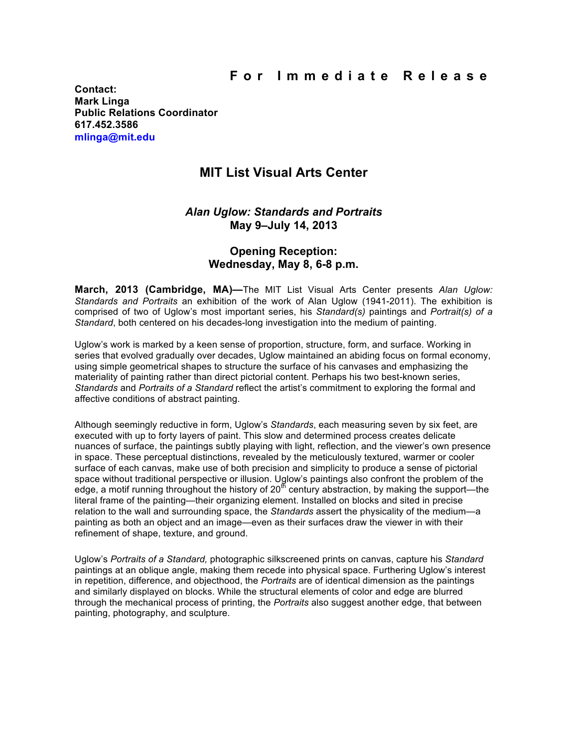# For Immediate Release

**Contact:**
**Mark Linga**
**Public Relations Coordinator**
**617.452.3586**
**mlinga@mit.edu**

## MIT List Visual Arts Center

### *Alan Uglow: Standards and Portraits*
### May 9–July 14, 2013

### Opening Reception:
### Wednesday, May 8, 6-8 p.m.

**March, 2013 (Cambridge, MA)—**The MIT List Visual Arts Center presents *Alan Uglow: Standards and Portraits* an exhibition of the work of Alan Uglow (1941-2011). The exhibition is comprised of two of Uglow's most important series, his *Standard(s)* paintings and *Portrait(s) of a Standard*, both centered on his decades-long investigation into the medium of painting.

Uglow's work is marked by a keen sense of proportion, structure, form, and surface. Working in series that evolved gradually over decades, Uglow maintained an abiding focus on formal economy, using simple geometrical shapes to structure the surface of his canvases and emphasizing the materiality of painting rather than direct pictorial content. Perhaps his two best-known series, *Standards* and *Portraits of a Standard* reflect the artist's commitment to exploring the formal and affective conditions of abstract painting.

Although seemingly reductive in form, Uglow's *Standards*, each measuring seven by six feet, are executed with up to forty layers of paint. This slow and determined process creates delicate nuances of surface, the paintings subtly playing with light, reflection, and the viewer's own presence in space. These perceptual distinctions, revealed by the meticulously textured, warmer or cooler surface of each canvas, make use of both precision and simplicity to produce a sense of pictorial space without traditional perspective or illusion. Uglow's paintings also confront the problem of the edge, a motif running throughout the history of 20th century abstraction, by making the support—the literal frame of the painting—their organizing element. Installed on blocks and sited in precise relation to the wall and surrounding space, the *Standards* assert the physicality of the medium—a painting as both an object and an image—even as their surfaces draw the viewer in with their refinement of shape, texture, and ground.

Uglow's *Portraits of a Standard,* photographic silkscreened prints on canvas, capture his *Standard* paintings at an oblique angle, making them recede into physical space. Furthering Uglow's interest in repetition, difference, and objecthood, the *Portraits* are of identical dimension as the paintings and similarly displayed on blocks. While the structural elements of color and edge are blurred through the mechanical process of printing, the *Portraits* also suggest another edge, that between painting, photography, and sculpture.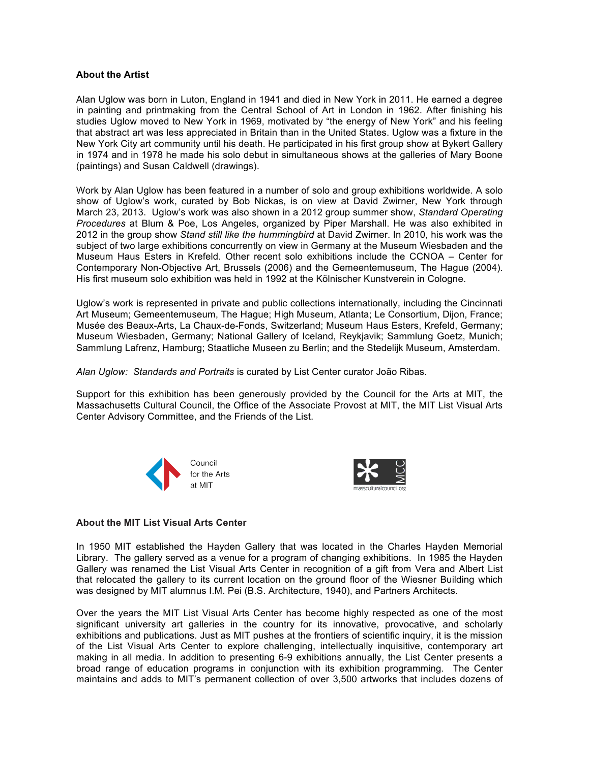**About the Artist**

Alan Uglow was born in Luton, England in 1941 and died in New York in 2011. He earned a degree in painting and printmaking from the Central School of Art in London in 1962. After finishing his studies Uglow moved to New York in 1969, motivated by "the energy of New York" and his feeling that abstract art was less appreciated in Britain than in the United States. Uglow was a fixture in the New York City art community until his death. He participated in his first group show at Bykert Gallery in 1974 and in 1978 he made his solo debut in simultaneous shows at the galleries of Mary Boone (paintings) and Susan Caldwell (drawings).

Work by Alan Uglow has been featured in a number of solo and group exhibitions worldwide. A solo show of Uglow's work, curated by Bob Nickas, is on view at David Zwirner, New York through March 23, 2013. Uglow's work was also shown in a 2012 group summer show, *Standard Operating Procedures* at Blum & Poe, Los Angeles, organized by Piper Marshall. He was also exhibited in 2012 in the group show *Stand still like the hummingbird* at David Zwirner. In 2010, his work was the subject of two large exhibitions concurrently on view in Germany at the Museum Wiesbaden and the Museum Haus Esters in Krefeld. Other recent solo exhibitions include the CCNOA – Center for Contemporary Non-Objective Art, Brussels (2006) and the Gemeentemuseum, The Hague (2004). His first museum solo exhibition was held in 1992 at the Kölnischer Kunstverein in Cologne.

Uglow's work is represented in private and public collections internationally, including the Cincinnati Art Museum; Gemeentemuseum, The Hague; High Museum, Atlanta; Le Consortium, Dijon, France; Musée des Beaux-Arts, La Chaux-de-Fonds, Switzerland; Museum Haus Esters, Krefeld, Germany; Museum Wiesbaden, Germany; National Gallery of Iceland, Reykjavik; Sammlung Goetz, Munich; Sammlung Lafrenz, Hamburg; Staatliche Museen zu Berlin; and the Stedelijk Museum, Amsterdam.

*Alan Uglow: Standards and Portraits* is curated by List Center curator João Ribas.

Support for this exhibition has been generously provided by the Council for the Arts at MIT, the Massachusetts Cultural Council, the Office of the Associate Provost at MIT, the MIT List Visual Arts Center Advisory Committee, and the Friends of the List.

Council for the Arts at MIT

MCC massculturalcouncil.org

**About the MIT List Visual Arts Center**

In 1950 MIT established the Hayden Gallery that was located in the Charles Hayden Memorial Library. The gallery served as a venue for a program of changing exhibitions. In 1985 the Hayden Gallery was renamed the List Visual Arts Center in recognition of a gift from Vera and Albert List that relocated the gallery to its current location on the ground floor of the Wiesner Building which was designed by MIT alumnus I.M. Pei (B.S. Architecture, 1940), and Partners Architects.

Over the years the MIT List Visual Arts Center has become highly respected as one of the most significant university art galleries in the country for its innovative, provocative, and scholarly exhibitions and publications. Just as MIT pushes at the frontiers of scientific inquiry, it is the mission of the List Visual Arts Center to explore challenging, intellectually inquisitive, contemporary art making in all media. In addition to presenting 6-9 exhibitions annually, the List Center presents a broad range of education programs in conjunction with its exhibition programming. The Center maintains and adds to MIT's permanent collection of over 3,500 artworks that includes dozens of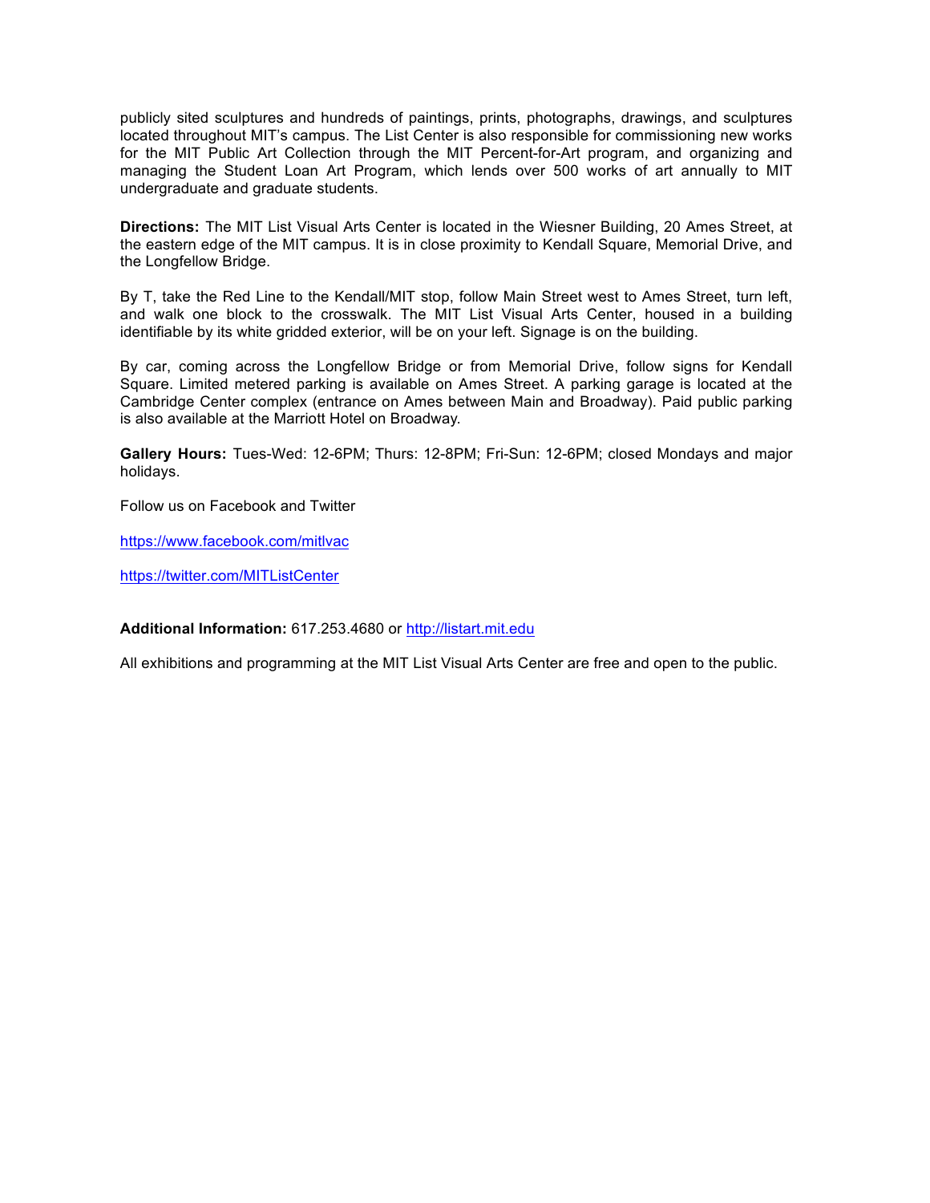publicly sited sculptures and hundreds of paintings, prints, photographs, drawings, and sculptures located throughout MIT's campus. The List Center is also responsible for commissioning new works for the MIT Public Art Collection through the MIT Percent-for-Art program, and organizing and managing the Student Loan Art Program, which lends over 500 works of art annually to MIT undergraduate and graduate students.

**Directions:** The MIT List Visual Arts Center is located in the Wiesner Building, 20 Ames Street, at the eastern edge of the MIT campus. It is in close proximity to Kendall Square, Memorial Drive, and the Longfellow Bridge.

By T, take the Red Line to the Kendall/MIT stop, follow Main Street west to Ames Street, turn left, and walk one block to the crosswalk. The MIT List Visual Arts Center, housed in a building identifiable by its white gridded exterior, will be on your left. Signage is on the building.

By car, coming across the Longfellow Bridge or from Memorial Drive, follow signs for Kendall Square. Limited metered parking is available on Ames Street. A parking garage is located at the Cambridge Center complex (entrance on Ames between Main and Broadway). Paid public parking is also available at the Marriott Hotel on Broadway.

**Gallery Hours:** Tues-Wed: 12-6PM; Thurs: 12-8PM; Fri-Sun: 12-6PM; closed Mondays and major holidays.

Follow us on Facebook and Twitter

https://www.facebook.com/mitlvac

https://twitter.com/MITListCenter

**Additional Information:** 617.253.4680 or http://listart.mit.edu

All exhibitions and programming at the MIT List Visual Arts Center are free and open to the public.